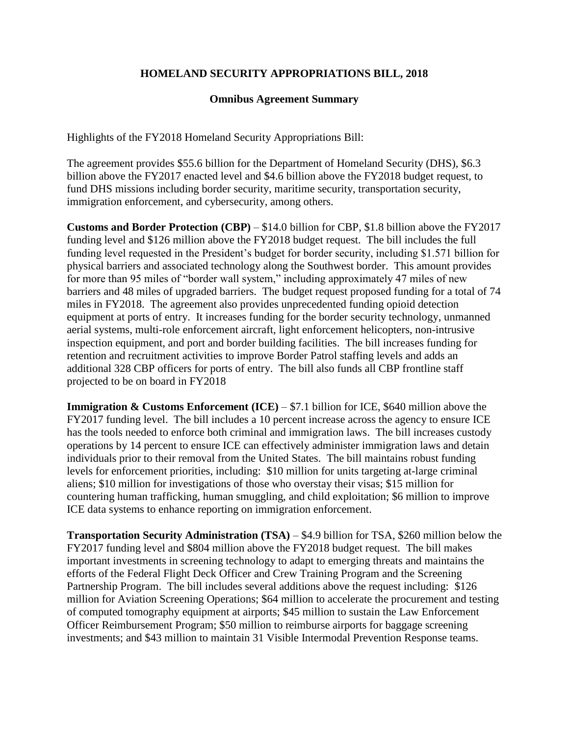# HOMELAND SECURITY APPROPRIATIONS BILL, 2018

## Omnibus Agreement Summary

Highlights of the FY2018 Homeland Security Appropriations Bill:

The agreement provides $55.6 billion for the Department of Homeland Security (DHS), $6.3 billion above the FY2017 enacted level and $4.6 billion above the FY2018 budget request, to fund DHS missions including border security, maritime security, transportation security, immigration enforcement, and cybersecurity, among others.

**Customs and Border Protection (CBP)** – $14.0 billion for CBP, $1.8 billion above the FY2017 funding level and $126 million above the FY2018 budget request. The bill includes the full funding level requested in the President's budget for border security, including $1.571 billion for physical barriers and associated technology along the Southwest border. This amount provides for more than 95 miles of "border wall system," including approximately 47 miles of new barriers and 48 miles of upgraded barriers. The budget request proposed funding for a total of 74 miles in FY2018. The agreement also provides unprecedented funding opioid detection equipment at ports of entry. It increases funding for the border security technology, unmanned aerial systems, multi-role enforcement aircraft, light enforcement helicopters, non-intrusive inspection equipment, and port and border building facilities. The bill increases funding for retention and recruitment activities to improve Border Patrol staffing levels and adds an additional 328 CBP officers for ports of entry. The bill also funds all CBP frontline staff projected to be on board in FY2018

**Immigration & Customs Enforcement (ICE)** – $7.1 billion for ICE, $640 million above the FY2017 funding level. The bill includes a 10 percent increase across the agency to ensure ICE has the tools needed to enforce both criminal and immigration laws. The bill increases custody operations by 14 percent to ensure ICE can effectively administer immigration laws and detain individuals prior to their removal from the United States. The bill maintains robust funding levels for enforcement priorities, including: $10 million for units targeting at-large criminal aliens; $10 million for investigations of those who overstay their visas; $15 million for countering human trafficking, human smuggling, and child exploitation; $6 million to improve ICE data systems to enhance reporting on immigration enforcement.

**Transportation Security Administration (TSA)** – $4.9 billion for TSA, $260 million below the FY2017 funding level and $804 million above the FY2018 budget request. The bill makes important investments in screening technology to adapt to emerging threats and maintains the efforts of the Federal Flight Deck Officer and Crew Training Program and the Screening Partnership Program. The bill includes several additions above the request including: $126 million for Aviation Screening Operations; $64 million to accelerate the procurement and testing of computed tomography equipment at airports; $45 million to sustain the Law Enforcement Officer Reimbursement Program; $50 million to reimburse airports for baggage screening investments; and $43 million to maintain 31 Visible Intermodal Prevention Response teams.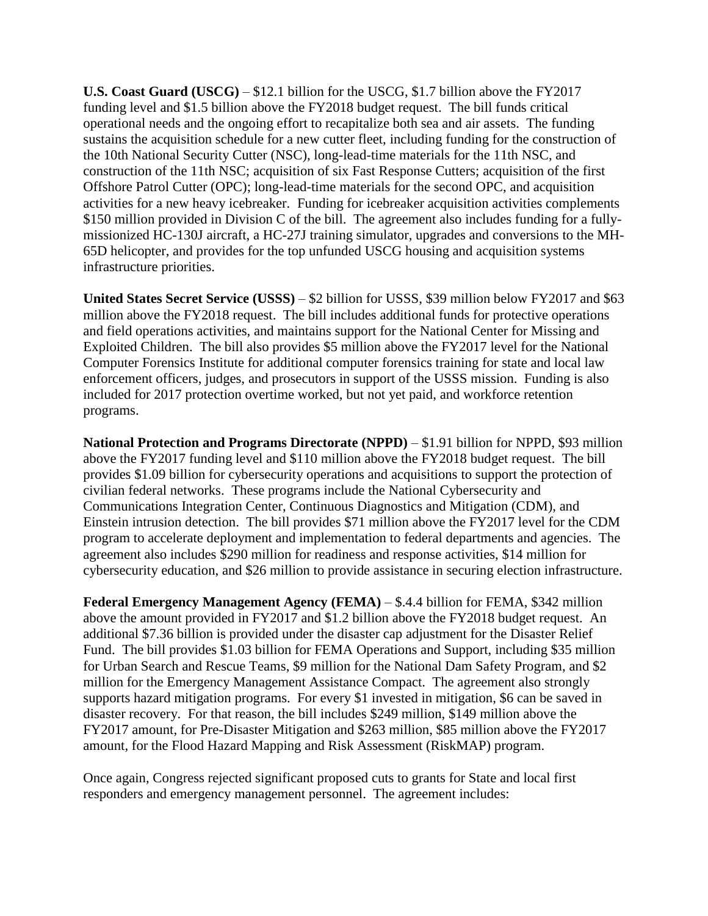**U.S. Coast Guard (USCG)** – $12.1 billion for the USCG, $1.7 billion above the FY2017 funding level and $1.5 billion above the FY2018 budget request. The bill funds critical operational needs and the ongoing effort to recapitalize both sea and air assets. The funding sustains the acquisition schedule for a new cutter fleet, including funding for the construction of the 10th National Security Cutter (NSC), long-lead-time materials for the 11th NSC, and construction of the 11th NSC; acquisition of six Fast Response Cutters; acquisition of the first Offshore Patrol Cutter (OPC); long-lead-time materials for the second OPC, and acquisition activities for a new heavy icebreaker. Funding for icebreaker acquisition activities complements $150 million provided in Division C of the bill. The agreement also includes funding for a fully-missionized HC-130J aircraft, a HC-27J training simulator, upgrades and conversions to the MH-65D helicopter, and provides for the top unfunded USCG housing and acquisition systems infrastructure priorities.

**United States Secret Service (USSS)** – $2 billion for USSS, $39 million below FY2017 and $63 million above the FY2018 request. The bill includes additional funds for protective operations and field operations activities, and maintains support for the National Center for Missing and Exploited Children. The bill also provides $5 million above the FY2017 level for the National Computer Forensics Institute for additional computer forensics training for state and local law enforcement officers, judges, and prosecutors in support of the USSS mission. Funding is also included for 2017 protection overtime worked, but not yet paid, and workforce retention programs.

**National Protection and Programs Directorate (NPPD)** – $1.91 billion for NPPD, $93 million above the FY2017 funding level and $110 million above the FY2018 budget request. The bill provides $1.09 billion for cybersecurity operations and acquisitions to support the protection of civilian federal networks. These programs include the National Cybersecurity and Communications Integration Center, Continuous Diagnostics and Mitigation (CDM), and Einstein intrusion detection. The bill provides $71 million above the FY2017 level for the CDM program to accelerate deployment and implementation to federal departments and agencies. The agreement also includes $290 million for readiness and response activities, $14 million for cybersecurity education, and $26 million to provide assistance in securing election infrastructure.

**Federal Emergency Management Agency (FEMA)** – $.4.4 billion for FEMA, $342 million above the amount provided in FY2017 and $1.2 billion above the FY2018 budget request. An additional $7.36 billion is provided under the disaster cap adjustment for the Disaster Relief Fund. The bill provides $1.03 billion for FEMA Operations and Support, including $35 million for Urban Search and Rescue Teams, $9 million for the National Dam Safety Program, and $2 million for the Emergency Management Assistance Compact. The agreement also strongly supports hazard mitigation programs. For every $1 invested in mitigation, $6 can be saved in disaster recovery. For that reason, the bill includes $249 million, $149 million above the FY2017 amount, for Pre-Disaster Mitigation and $263 million, $85 million above the FY2017 amount, for the Flood Hazard Mapping and Risk Assessment (RiskMAP) program.

Once again, Congress rejected significant proposed cuts to grants for State and local first responders and emergency management personnel. The agreement includes: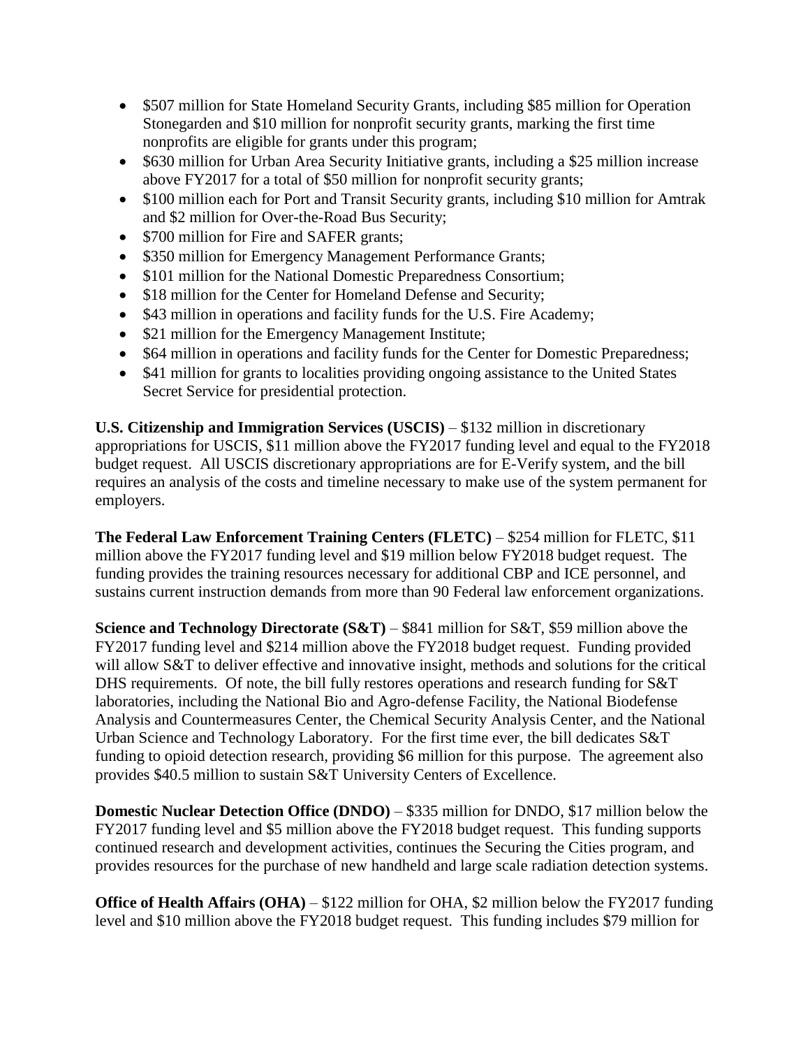- $507 million for State Homeland Security Grants, including $85 million for Operation Stonegarden and $10 million for nonprofit security grants, marking the first time nonprofits are eligible for grants under this program;
- $630 million for Urban Area Security Initiative grants, including a $25 million increase above FY2017 for a total of $50 million for nonprofit security grants;
- $100 million each for Port and Transit Security grants, including $10 million for Amtrak and $2 million for Over-the-Road Bus Security;
- $700 million for Fire and SAFER grants;
- $350 million for Emergency Management Performance Grants;
- $101 million for the National Domestic Preparedness Consortium;
- $18 million for the Center for Homeland Defense and Security;
- $43 million in operations and facility funds for the U.S. Fire Academy;
- $21 million for the Emergency Management Institute;
- $64 million in operations and facility funds for the Center for Domestic Preparedness;
- $41 million for grants to localities providing ongoing assistance to the United States Secret Service for presidential protection.

**U.S. Citizenship and Immigration Services (USCIS)** – $132 million in discretionary appropriations for USCIS, $11 million above the FY2017 funding level and equal to the FY2018 budget request. All USCIS discretionary appropriations are for E-Verify system, and the bill requires an analysis of the costs and timeline necessary to make use of the system permanent for employers.

**The Federal Law Enforcement Training Centers (FLETC)** – $254 million for FLETC, $11 million above the FY2017 funding level and $19 million below FY2018 budget request. The funding provides the training resources necessary for additional CBP and ICE personnel, and sustains current instruction demands from more than 90 Federal law enforcement organizations.

**Science and Technology Directorate (S&T)** – $841 million for S&T, $59 million above the FY2017 funding level and $214 million above the FY2018 budget request. Funding provided will allow S&T to deliver effective and innovative insight, methods and solutions for the critical DHS requirements. Of note, the bill fully restores operations and research funding for S&T laboratories, including the National Bio and Agro-defense Facility, the National Biodefense Analysis and Countermeasures Center, the Chemical Security Analysis Center, and the National Urban Science and Technology Laboratory. For the first time ever, the bill dedicates S&T funding to opioid detection research, providing $6 million for this purpose. The agreement also provides $40.5 million to sustain S&T University Centers of Excellence.

**Domestic Nuclear Detection Office (DNDO)** – $335 million for DNDO, $17 million below the FY2017 funding level and $5 million above the FY2018 budget request. This funding supports continued research and development activities, continues the Securing the Cities program, and provides resources for the purchase of new handheld and large scale radiation detection systems.

**Office of Health Affairs (OHA)** – $122 million for OHA, $2 million below the FY2017 funding level and $10 million above the FY2018 budget request. This funding includes $79 million for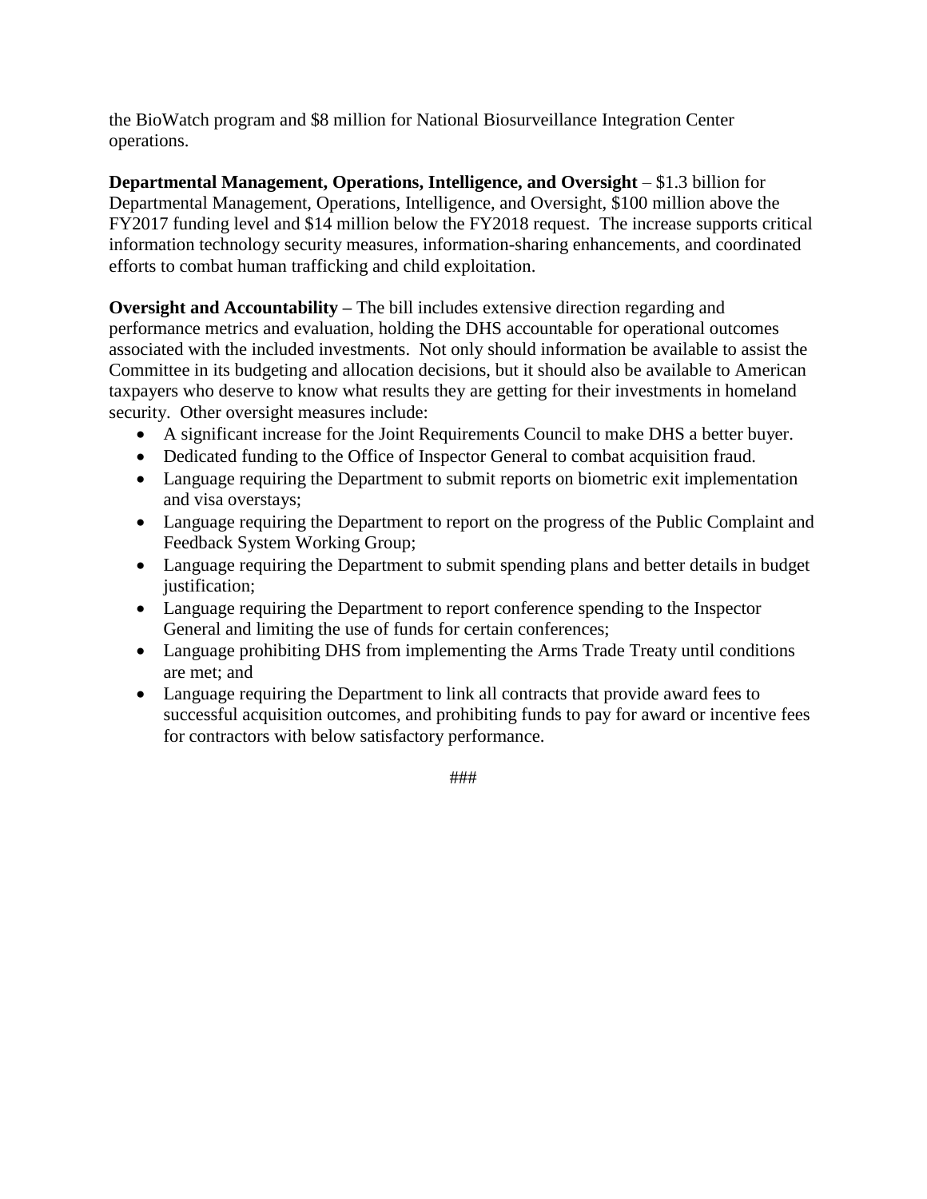the BioWatch program and $8 million for National Biosurveillance Integration Center operations.

**Departmental Management, Operations, Intelligence, and Oversight** – $1.3 billion for Departmental Management, Operations, Intelligence, and Oversight, $100 million above the FY2017 funding level and $14 million below the FY2018 request. The increase supports critical information technology security measures, information-sharing enhancements, and coordinated efforts to combat human trafficking and child exploitation.

**Oversight and Accountability –** The bill includes extensive direction regarding and performance metrics and evaluation, holding the DHS accountable for operational outcomes associated with the included investments. Not only should information be available to assist the Committee in its budgeting and allocation decisions, but it should also be available to American taxpayers who deserve to know what results they are getting for their investments in homeland security. Other oversight measures include:

- A significant increase for the Joint Requirements Council to make DHS a better buyer.
- Dedicated funding to the Office of Inspector General to combat acquisition fraud.
- Language requiring the Department to submit reports on biometric exit implementation and visa overstays;
- Language requiring the Department to report on the progress of the Public Complaint and Feedback System Working Group;
- Language requiring the Department to submit spending plans and better details in budget justification;
- Language requiring the Department to report conference spending to the Inspector General and limiting the use of funds for certain conferences;
- Language prohibiting DHS from implementing the Arms Trade Treaty until conditions are met; and
- Language requiring the Department to link all contracts that provide award fees to successful acquisition outcomes, and prohibiting funds to pay for award or incentive fees for contractors with below satisfactory performance.

###